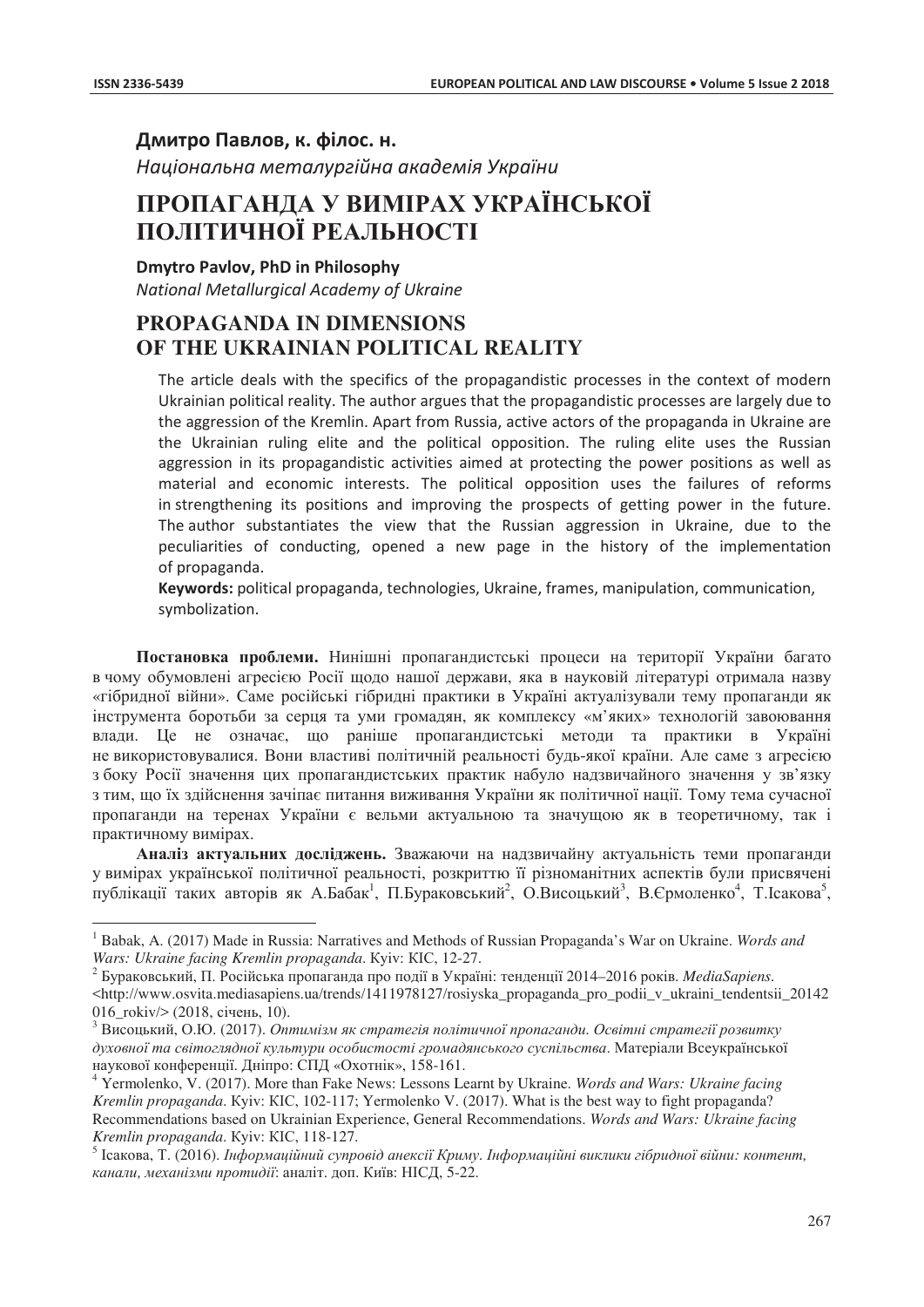**Дмитро Павлов, к. філос. н.**

*Національна металургійна академія України*

# ПРОПАГАНДА У ВИМІРАХ УКРАЇНСЬКОЇ ПОЛІТИЧНОЇ РЕАЛЬНОСТІ

**Dmytro Pavlov, PhD in Philosophy**

*National Metallurgical Academy of Ukraine*

# PROPAGANDA IN DIMENSIONS OF THE UKRAINIAN POLITICAL REALITY

The article deals with the specifics of the propagandistic processes in the context of modern Ukrainian political reality. The author argues that the propagandistic processes are largely due to the aggression of the Kremlin. Apart from Russia, active actors of the propaganda in Ukraine are the Ukrainian ruling elite and the political opposition. The ruling elite uses the Russian aggression in its propagandistic activities aimed at protecting the power positions as well as material and economic interests. The political opposition uses the failures of reforms in strengthening its positions and improving the prospects of getting power in the future. The author substantiates the view that the Russian aggression in Ukraine, due to the peculiarities of conducting, opened a new page in the history of the implementation of propaganda.

**Keywords:** political propaganda, technologies, Ukraine, frames, manipulation, communication, symbolization.

**Постановка проблеми.** Нинішні пропагандистські процеси на території України багато в чому обумовлені агресією Росії щодо нашої держави, яка в науковій літературі отримала назву «гібридної війни». Саме російські гібридні практики в Україні актуалізували тему пропаганди як інструмента боротьби за серця та уми громадян, як комплексу «м'яких» технологій завоювання влади. Це не означає, що раніше пропагандистські методи та практики в Україні не використовувалися. Вони властиві політичній реальності будь-якої країни. Але саме з агресією з боку Росії значення цих пропагандистських практик набуло надзвичайного значення у зв'язку з тим, що їх здійснення зачіпає питання виживання України як політичної нації. Тому тема сучасної пропаганди на теренах України є вельми актуальною та значущою як в теоретичному, так і практичному вимірах.

**Аналіз актуальних досліджень.** Зважаючи на надзвичайну актуальність теми пропаганди у вимірах української політичної реальності, розкриттю її різноманітних аспектів були присвячені публікації таких авторів як А.Бабак[1], П.Бураковський[2], О.Висоцький[3], В.Єрмоленко[4], Т.Ісакова[5],

---

[1] Babak, A. (2017) Made in Russia: Narratives and Methods of Russian Propaganda's War on Ukraine. *Words and Wars: Ukraine facing Kremlin propaganda*. Kyiv: KIC, 12-27.

[2] Бураковський, П. Російська пропаганда про події в Україні: тенденції 2014–2016 років. *MediaSapiens*. <http://www.osvita.mediasapiens.ua/trends/1411978127/rosiyska_propaganda_pro_podii_v_ukraini_tendentsii_20142016_rokiv/> (2018, січень, 10).

[3] Висоцький, О.Ю. (2017). *Оптимізм як стратегія політичної пропаганди. Освітні стратегії розвитку духовної та світоглядної культури особистості громадянського суспільства*. Матеріали Всеукраїнської наукової конференції. Дніпро: СПД «Охотнік», 158-161.

[4] Yermolenko, V. (2017). More than Fake News: Lessons Learnt by Ukraine. *Words and Wars: Ukraine facing Kremlin propaganda*. Kyiv: KIC, 102-117; Yermolenko V. (2017). What is the best way to fight propaganda? Recommendations based on Ukrainian Experience, General Recommendations. *Words and Wars: Ukraine facing Kremlin propaganda*. Kyiv: KIC, 118-127.

[5] Ісакова, Т. (2016). *Інформаційний супровід анексії Криму. Інформаційні виклики гібридної війни: контент, канали, механізми протидії*: аналіт. доп. Київ: НІСД, 5-22.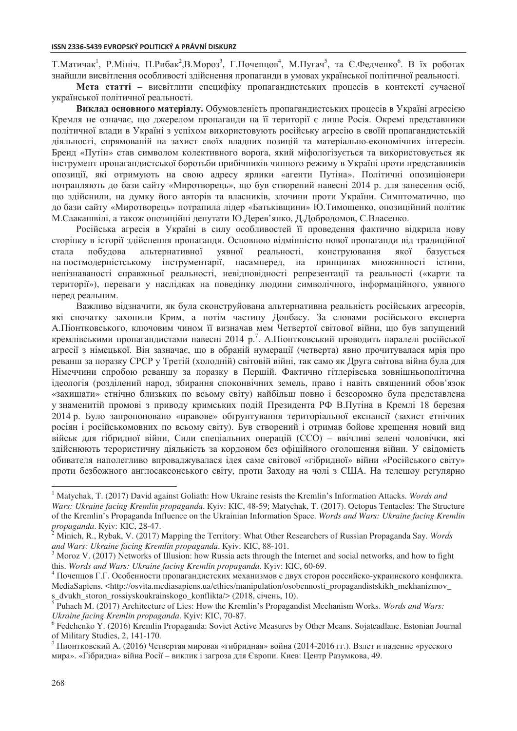Т.Матичак[1], Р.Мініч, П.Рибак[2],В.Мороз[3], Г.Почепцов[4], М.Пугач[5], та Є.Федченко[6]. В їх роботах знайшли висвітлення особливості здійснення пропаганди в умовах української політичної реальності.

**Мета статті** – висвітлити специфіку пропагандистських процесів в контексті сучасної української політичної реальності.

**Виклад основного матеріалу.** Обумовленість пропагандистських процесів в Україні агресією Кремля не означає, що джерелом пропаганди на її території є лише Росія. Окремі представники політичної влади в Україні з успіхом використовують російську агресію в своїй пропагандистській діяльності, спрямованій на захист своїх владних позицій та матеріально-економічних інтересів. Бренд «Путін» став символом колективного ворога, який міфологізується та використовується як інструмент пропагандистської боротьби прибічників чинного режиму в Україні проти представників опозиції, які отримують на свою адресу ярлики «агенти Путіна». Політичні опозиціонери потрапляють до бази сайту «Миротворець», що був створений навесні 2014 р. для занесення осіб, що здійснили, на думку його авторів та власників, злочини проти України. Симптоматично, що до бази сайту «Миротворець» потрапила лідер «Батьківщини» Ю.Тимошенко, опозиційний політик М.Саакашвілі, а також опозиційні депутати Ю.Дерев'янко, Д.Добродомов, С.Власенко.

Російська агресія в Україні в силу особливостей її проведення фактично відкрила нову сторінку в історії здійснення пропаганди. Основною відмінністю нової пропаганди від традиційної стала побудова альтернативної уявної реальності, конструювання якої базується на постмодерністському інструментарії, насамперед, на принципах множинності істини, непізнаваності справжньої реальності, невідповідності репрезентації та реальності («карти та території»), переваги у наслідках на поведінку людини символічного, інформаційного, уявного перед реальним.

Важливо відзначити, як була сконструйована альтернативна реальність російських агресорів, які спочатку захопили Крим, а потім частину Донбасу. За словами російського експерта А.Піонтковського, ключовим чином її визначав мем Четвертої світової війни, що був запущений кремлівськими пропагандистами навесні 2014 р.[7]. А.Піонтковський проводить паралелі російської агресії з німецької. Він зазначає, що в обраній нумерації (четверта) явно прочитувалася мрія про реванш за поразку СРСР у Третій (холодній) світовій війні, так само як Друга світова війна була для Німеччини спробою реваншу за поразку в Першій. Фактично гітлерівська зовнішньополітична ідеологія (розділений народ, збирання споконвічних земель, право і навіть священний обов'язок «захищати» етнічно близьких по всьому світу) найбільш повно і безсоромно була представлена у знаменитій промові з приводу кримських подій Президента РФ В.Путіна в Кремлі 18 березня 2014 р. Було запропоновано «правове» обґрунтування територіальної експансії (захист етнічних росіян і російськомовних по всьому світу). Був створений і отримав бойове хрещення новий вид військ для гібридної війни, Сили спеціальних операцій (ССО) – ввічливі зелені чоловічки, які здійснюють терористичну діяльність за кордоном без офіційного оголошення війни. У свідомість обивателя наполегливо впроваджувалася ідея саме світової «гібридної» війни «Російського світу» проти безбожного англосаксонського світу, проти Заходу на чолі з США. На телешоу регулярно

---

[1] Matychak, T. (2017) David against Goliath: How Ukraine resists the Kremlin's Information Attacks. *Words and Wars: Ukraine facing Kremlin propaganda*. Kyiv: KIC, 48-59; Matychak, T. (2017). Octopus Tentacles: The Structure of the Kremlin's Propaganda Influence on the Ukrainian Information Space. *Words and Wars: Ukraine facing Kremlin propaganda*. Kyiv: KIC, 28-47.

[2] Minich, R., Rybak, V. (2017) Mapping the Territory: What Other Researchers of Russian Propaganda Say. *Words and Wars: Ukraine facing Kremlin propaganda*. Kyiv: KIC, 88-101.

[3] Moroz V. (2017) Networks of Illusion: how Russia acts through the Internet and social networks, and how to fight this. *Words and Wars: Ukraine facing Kremlin propaganda*. Kyiv: KIC, 60-69.

[4] Почепцов Г.Г. Особенности пропагандистских механизмов с двух сторон российско-украинского конфликта. MediaSapiens. <http://osvita.mediasapiens.ua/ethics/manipulation/osobennosti_propagandistskikh_mekhanizmov_s_dvukh_storon_rossiyskoukrainskogo_konflikta/> (2018, січень, 10).

[5] Puhach M. (2017) Architecture of Lies: How the Kremlin's Propagandist Mechanism Works. *Words and Wars: Ukraine facing Kremlin propaganda*. Kyiv: KIC, 70-87.

[6] Fedchenko Y. (2016) Kremlin Propaganda: Soviet Active Measures by Other Means. Sojateadlane. Estonian Journal of Military Studies, 2, 141-170.

[7] Пионтковский А. (2016) Четвертая мировая «гибридная» война (2014-2016 гг.). Взлет и падение «русского мира». «Гібридна» війна Росії – виклик і загроза для Європи. Киев: Центр Разумкова, 49.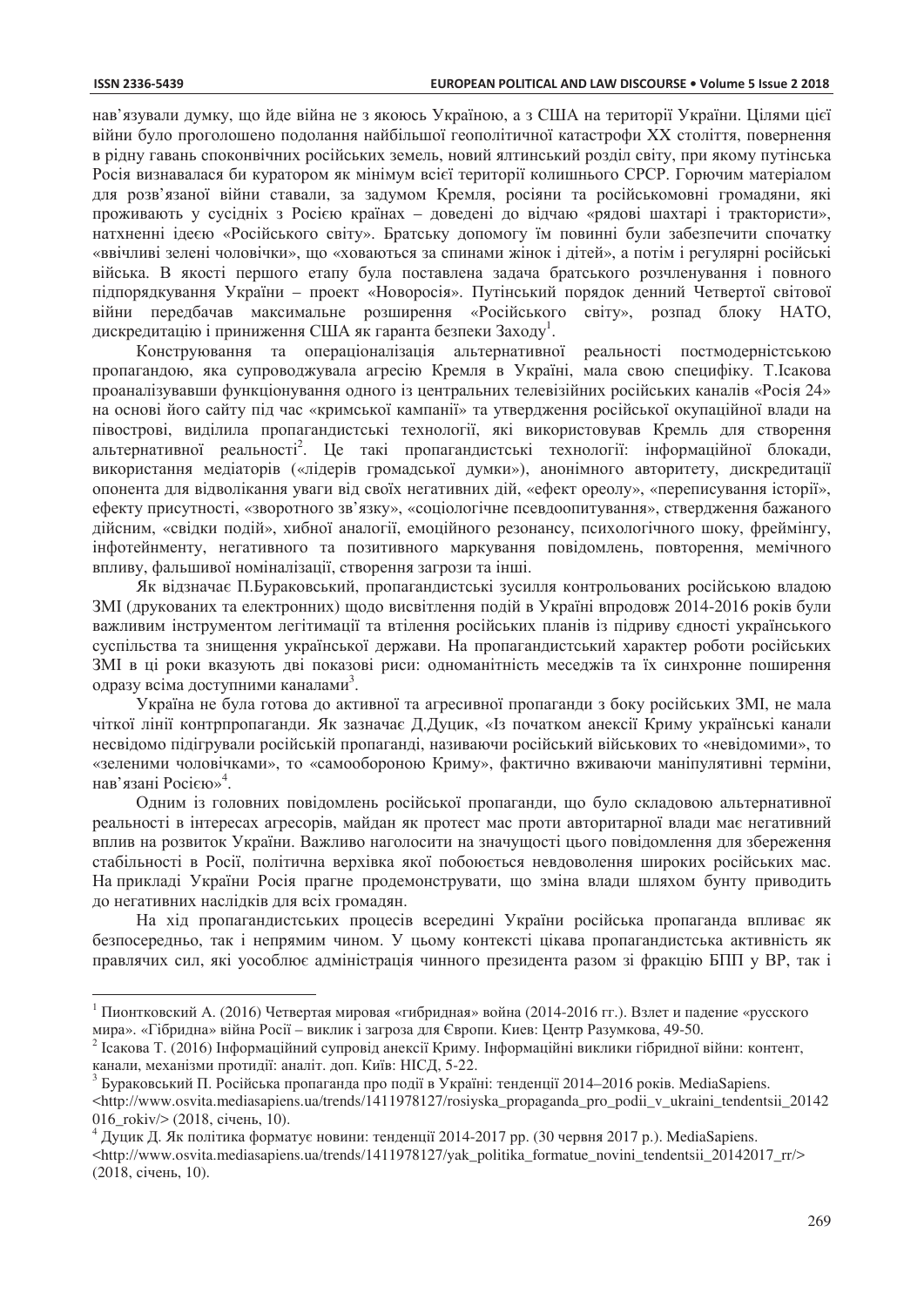нав'язували думку, що йде війна не з якоюсь Україною, а з США на території України. Цілями цієї війни було проголошено подолання найбільшої геополітичної катастрофи XX століття, повернення в рідну гавань споконвічних російських земель, новий ялтинський розділ світу, при якому путінська Росія визнавалася би куратором як мінімум всієї території колишнього СРСР. Горючим матеріалом для розв'язаної війни ставали, за задумом Кремля, росіяни та російськомовні громадяни, які проживають у сусідніх з Росією країнах – доведені до відчаю «рядові шахтарі і трактористи», натхненні ідеєю «Російського світу». Братську допомогу їм повинні були забезпечити спочатку «ввічливі зелені чоловічки», що «ховаються за спинами жінок і дітей», а потім і регулярні російські війська. В якості першого етапу була поставлена задача братського розчленування і повного підпорядкування України – проект «Новоросія». Путінський порядок денний Четвертої світової війни передбачав максимальне розширення «Російського світу», розпад блоку НАТО, дискредитацію і приниження США як гаранта безпеки Заходу[1].

Конструювання та операціоналізація альтернативної реальності постмодерністською пропагандою, яка супроводжувала агресію Кремля в Україні, мала свою специфіку. Т.Ісакова проаналізувавши функціонування одного із центральних телевізійних російських каналів «Росія 24» на основі його сайту під час «кримської кампанії» та утвердження російської окупаційної влади на півострові, виділила пропагандистські технології, які використовував Кремль для створення альтернативної реальності[2]. Це такі пропагандистські технології: інформаційної блокади, використання медіаторів («лідерів громадської думки»), анонімного авторитету, дискредитації опонента для відволікання уваги від своїх негативних дій, «ефект ореолу», «переписування історії», ефекту присутності, «зворотного зв'язку», «соціологічне псевдоопитування», ствердження бажаного дійсним, «свідки подій», хибної аналогії, емоційного резонансу, психологічного шоку, фреймінгу, інфотейнменту, негативного та позитивного маркування повідомлень, повторення, мемічного впливу, фальшивої номіналізації, створення загрози та інші.

Як відзначає П.Бураковський, пропагандистські зусилля контрольованих російською владою ЗМІ (друкованих та електронних) щодо висвітлення подій в Україні впродовж 2014-2016 років були важливим інструментом легітимації та втілення російських планів із підриву єдності українського суспільства та знищення української держави. На пропагандистський характер роботи російських ЗМІ в ці роки вказують дві показові риси: одноманітність меседжів та їх синхронне поширення одразу всіма доступними каналами[3].

Україна не була готова до активної та агресивної пропаганди з боку російських ЗМІ, не мала чіткої лінії контрпропаганди. Як зазначає Д.Дуцик, «Із початком анексії Криму українські канали несвідомо підігрували російській пропаганді, називаючи російський військових то «невідомими», то «зеленими чоловічками», то «самообороною Криму», фактично вживаючи маніпулятивні терміни, нав'язані Росією»[4].

Одним із головних повідомлень російської пропаганди, що було складовою альтернативної реальності в інтересах агресорів, майдан як протест мас проти авторитарної влади має негативний вплив на розвиток України. Важливо наголосити на значущості цього повідомлення для збереження стабільності в Росії, політична верхівка якої побоюється невдоволення широких російських мас. На прикладі України Росія прагне продемонструвати, що зміна влади шляхом бунту приводить до негативних наслідків для всіх громадян.

На хід пропагандистських процесів всередині України російська пропаганда впливає як безпосередньо, так і непрямим чином. У цьому контексті цікава пропагандистська активність як правлячих сил, які уособлює адміністрація чинного президента разом зі фракцію БПП у ВР, так і

---

[1] Пионтковский А. (2016) Четвертая мировая «гибридная» война (2014-2016 гг.). Взлет и падение «русского мира». «Гібридна» війна Росії – виклик і загроза для Європи. Киев: Центр Разумкова, 49-50.

[2] Ісакова Т. (2016) Інформаційний супровід анексії Криму. Інформаційні виклики гібридної війни: контент, канали, механізми протидії: аналіт. доп. Київ: НІСД, 5-22.

[3] Бураковський П. Російська пропаганда про події в Україні: тенденції 2014–2016 років. MediaSapiens. <http://www.osvita.mediasapiens.ua/trends/1411978127/rosiyska_propaganda_pro_podii_v_ukraini_tendentsii_20142016_rokiv/> (2018, січень, 10).

[4] Дуцик Д. Як політика форматує новини: тенденції 2014-2017 рр. (30 червня 2017 р.). MediaSapiens. <http://www.osvita.mediasapiens.ua/trends/1411978127/yak_politika_formatue_novini_tendentsii_20142017_rr/> (2018, січень, 10).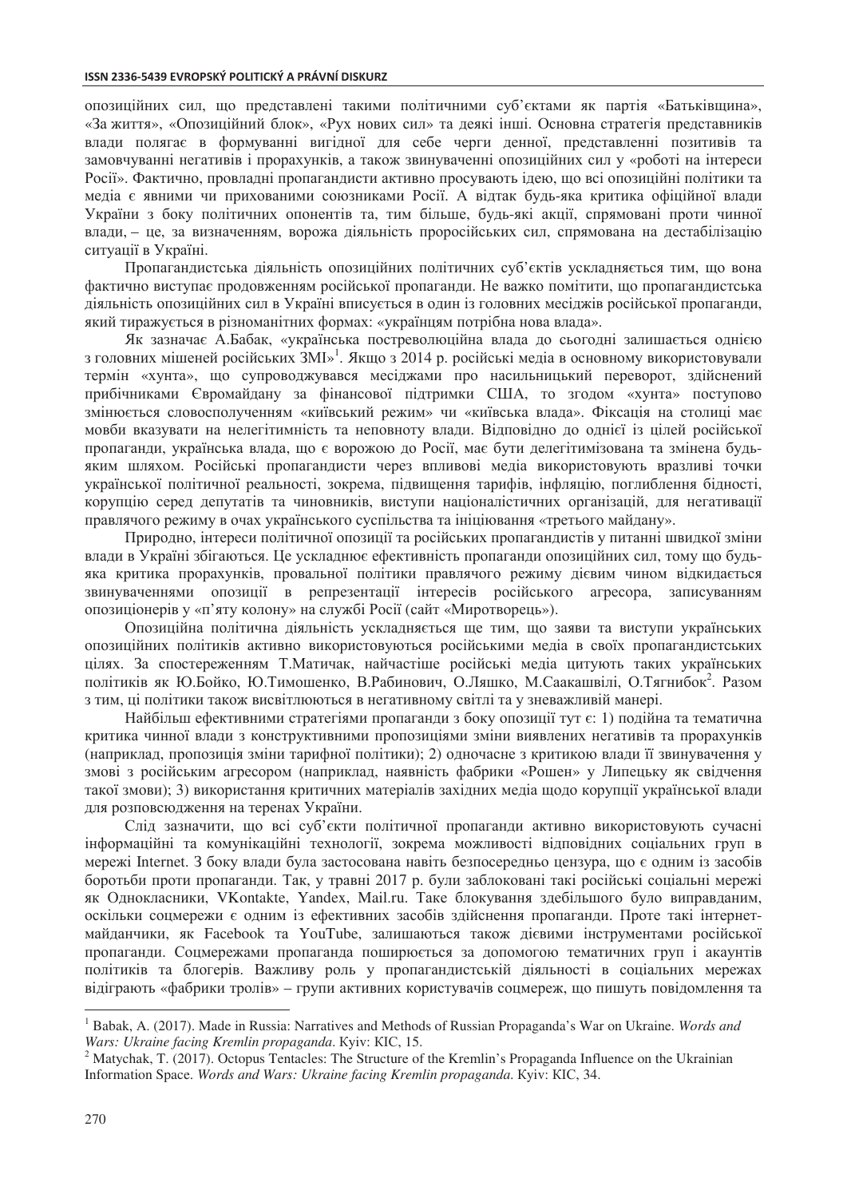опозиційних сил, що представлені такими політичними суб'єктами як партія «Батьківщина», «За життя», «Опозиційний блок», «Рух нових сил» та деякі інші. Основна стратегія представників влади полягає в формуванні вигідної для себе черги денної, представленні позитивів та замовчуванні негативів і прорахунків, а також звинуваченні опозиційних сил у «роботі на інтереси Росії». Фактично, провладні пропагандисти активно просувають ідею, що всі опозиційні політики та медіа є явними чи прихованими союзниками Росії. А відтак будь-яка критика офіційної влади України з боку політичних опонентів та, тим більше, будь-які акції, спрямовані проти чинної влади, – це, за визначенням, ворожа діяльність проросійських сил, спрямована на дестабілізацію ситуації в Україні.

Пропагандистська діяльність опозиційних політичних суб'єктів ускладняється тим, що вона фактично виступає продовженням російської пропаганди. Не важко помітити, що пропагандистська діяльність опозиційних сил в Україні вписується в один із головних месіджів російської пропаганди, який тиражується в різноманітних формах: «українцям потрібна нова влада».

Як зазначає А.Бабак, «українська постреволюційна влада до сьогодні залишається однією з головних мішеней російських ЗМІ»[1]. Якщо з 2014 р. російські медіа в основному використовували термін «хунта», що супроводжувався месіджами про насильницький переворот, здійснений прибічниками Євромайдану за фінансової підтримки США, то згодом «хунта» поступово змінюється словосполученням «київський режим» чи «київська влада». Фіксація на столиці має мовби вказувати на нелегітимність та неповноту влади. Відповідно до однієї із цілей російської пропаганди, українська влада, що є ворожою до Росії, має бути делегітимізована та змінена будь-яким шляхом. Російські пропагандисти через впливові медіа використовують вразливі точки української політичної реальності, зокрема, підвищення тарифів, інфляцію, поглиблення бідності, корупцію серед депутатів та чиновників, виступи націоналістичних організацій, для негативації правлячого режиму в очах українського суспільства та ініціювання «третього майдану».

Природно, інтереси політичної опозиції та російських пропагандистів у питанні швидкої зміни влади в Україні збігаються. Це ускладнює ефективність пропаганди опозиційних сил, тому що будь-яка критика прорахунків, провальної політики правлячого режиму дієвим чином відкидається звинуваченнями опозиції в репрезентації інтересів російського агресора, записуванням опозиціонерів у «п'яту колону» на службі Росії (сайт «Миротворець»).

Опозиційна політична діяльність ускладняється ще тим, що заяви та виступи українських опозиційних політиків активно використовуються російськими медіа в своїх пропагандистських цілях. За спостереженням Т.Матичак, найчастіше російські медіа цитують таких українських політиків як Ю.Бойко, Ю.Тимошенко, В.Рабинович, О.Ляшко, М.Саакашвілі, О.Тягнибок[2]. Разом з тим, ці політики також висвітлюються в негативному світлі та у зневажливій манері.

Найбільш ефективними стратегіями пропаганди з боку опозиції тут є: 1) подійна та тематична критика чинної влади з конструктивними пропозиціями зміни виявлених негативів та прорахунків (наприклад, пропозиція зміни тарифної політики); 2) одночасне з критикою влади її звинувачення у змові з російським агресором (наприклад, наявність фабрики «Рошен» у Липецьку як свідчення такої змови); 3) використання критичних матеріалів західних медіа щодо корупції української влади для розповсюдження на теренах України.

Слід зазначити, що всі суб'єкти політичної пропаганди активно використовують сучасні інформаційні та комунікаційні технології, зокрема можливості відповідних соціальних груп в мережі Internet. З боку влади була застосована навіть безпосередньо цензура, що є одним із засобів боротьби проти пропаганди. Так, у травні 2017 р. були заблоковані такі російські соціальні мережі як Однокласники, VKontakte, Yandex, Mail.ru. Таке блокування здебільшого було виправданим, оскільки соцмережі є одним із ефективних засобів здійснення пропаганди. Проте такі інтернет-майданчики, як Facebook та YouTube, залишаються також дієвими інструментами російської пропаганди. Соцмережами пропаганда поширюється за допомогою тематичних груп і акаунтів політиків та блогерів. Важливу роль у пропагандистській діяльності в соціальних мережах відіграють «фабрики тролів» – групи активних користувачів соцмереж, що пишуть повідомлення та

---

[1] Babak, A. (2017). Made in Russia: Narratives and Methods of Russian Propaganda's War on Ukraine. *Words and Wars: Ukraine facing Kremlin propaganda*. Kyiv: KIC, 15.

[2] Matychak, T. (2017). Octopus Tentacles: The Structure of the Kremlin's Propaganda Influence on the Ukrainian Information Space. *Words and Wars: Ukraine facing Kremlin propaganda*. Kyiv: KIC, 34.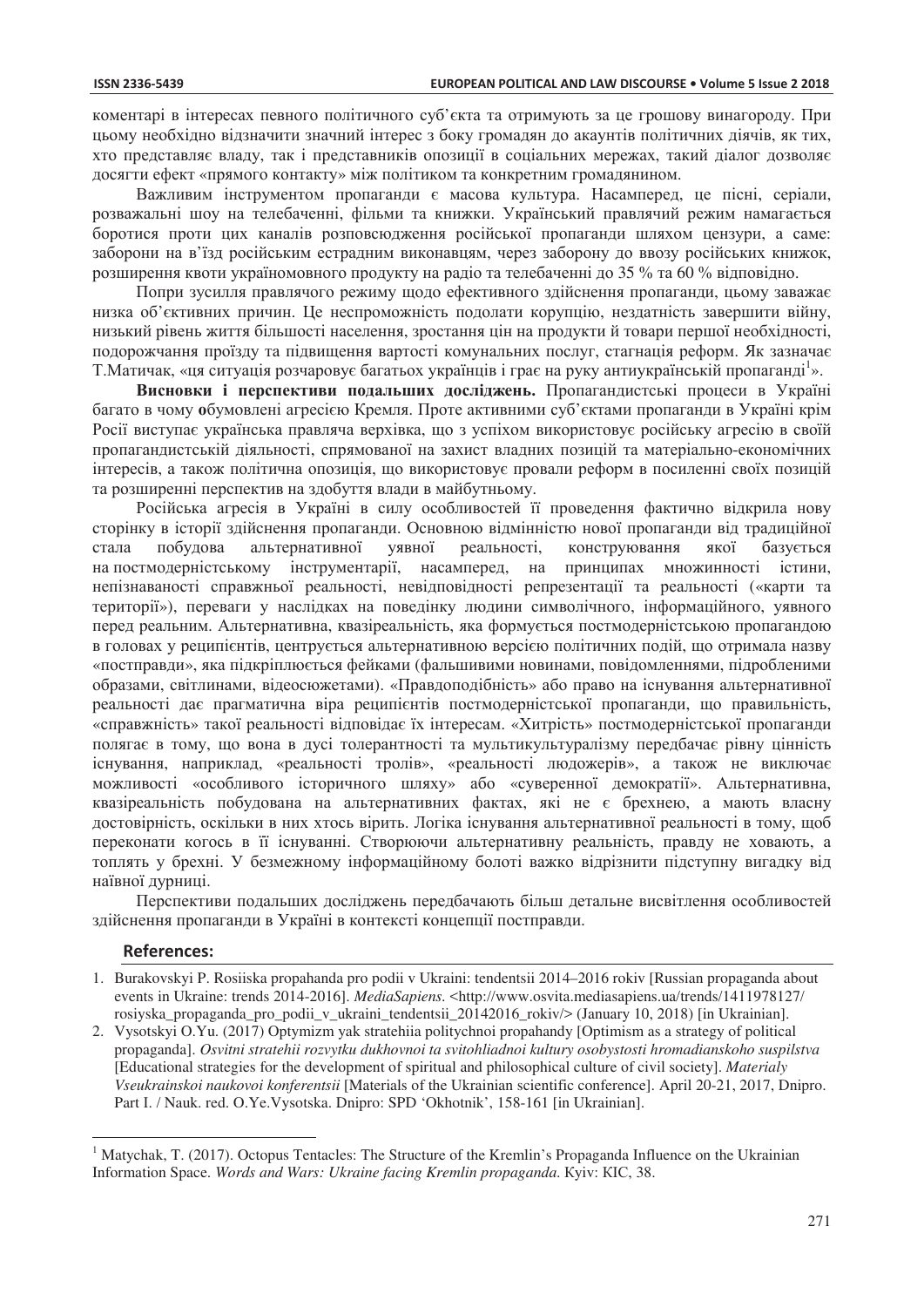коментарі в інтересах певного політичного суб'єкта та отримують за це грошову винагороду. При цьому необхідно відзначити значний інтерес з боку громадян до акаунтів політичних діячів, як тих, хто представляє владу, так і представників опозиції в соціальних мережах, такий діалог дозволяє досягти ефект «прямого контакту» між політиком та конкретним громадянином.

Важливим інструментом пропаганди є масова культура. Насамперед, це пісні, серіали, розважальні шоу на телебаченні, фільми та книжки. Український правлячий режим намагається боротися проти цих каналів розповсюдження російської пропаганди шляхом цензури, а саме: заборони на в'їзд російським естрадним виконавцям, через заборону до ввозу російських книжок, розширення квоти україномовного продукту на радіо та телебаченні до 35 % та 60 % відповідно.

Попри зусилля правлячого режиму щодо ефективного здійснення пропаганди, цьому заважає низка об'єктивних причин. Це неспроможність подолати корупцію, нездатність завершити війну, низький рівень життя більшості населення, зростання цін на продукти й товари першої необхідності, подорожчання проїзду та підвищення вартості комунальних послуг, стагнація реформ. Як зазначає Т.Матичак, «ця ситуація розчаровує багатьох українців і грає на руку антиукраїнській пропаганді[1]».

**Висновки і перспективи подальших досліджень.** Пропагандистські процеси в Україні багато в чому обумовлені агресією Кремля. Проте активними суб'єктами пропаганди в Україні крім Росії виступає українська правляча верхівка, що з успіхом використовує російську агресію в своїй пропагандистській діяльності, спрямованої на захист владних позицій та матеріально-економічних інтересів, а також політична опозиція, що використовує провали реформ в посиленні своїх позицій та розширенні перспектив на здобуття влади в майбутньому.

Російська агресія в Україні в силу особливостей її проведення фактично відкрила нову сторінку в історії здійснення пропаганди. Основною відмінністю нової пропаганди від традиційної стала побудова альтернативної уявної реальності, конструювання якої базується на постмодерністському інструментарії, насамперед, на принципах множинності істини, непізнаваності справжньої реальності, невідповідності репрезентації та реальності («карти та території»), переваги у наслідках на поведінку людини символічного, інформаційного, уявного перед реальним. Альтернативна, квазіреальність, яка формується постмодерністською пропагандою в головах у реципієнтів, центрується альтернативною версією політичних подій, що отримала назву «постправди», яка підкріплюється фейками (фальшивими новинами, повідомленнями, підробленими образами, світлинами, відеосюжетами). «Правдоподібність» або право на існування альтернативної реальності дає прагматична віра реципієнтів постмодерністської пропаганди, що правильність, «справжність» такої реальності відповідає їх інтересам. «Хитрість» постмодерністської пропаганди полягає в тому, що вона в дусі толерантності та мультикультуралізму передбачає рівну цінність існування, наприклад, «реальності тролів», «реальності людожерів», а також не виключає можливості «особливого історичного шляху» або «суверенної демократії». Альтернативна, квазіреальність побудована на альтернативних фактах, які не є брехнею, а мають власну достовірність, оскільки в них хтось вірить. Логіка існування альтернативної реальності в тому, щоб переконати когось в її існуванні. Створюючи альтернативну реальність, правду не ховають, а топлять у брехні. У безмежному інформаційному болоті важко відрізнити підступну вигадку від наївної дурниці.

Перспективи подальших досліджень передбачають більш детальне висвітлення особливостей здійснення пропаганди в Україні в контексті концепції постправди.

## References:

1. Burakovskyi P. Rosiiska propahanda pro podii v Ukraini: tendentsii 2014–2016 rokiv [Russian propaganda about events in Ukraine: trends 2014-2016]. *MediaSapiens.* <http://www.osvita.mediasapiens.ua/trends/1411978127/rosiyska_propaganda_pro_podii_v_ukraini_tendentsii_20142016_rokiv/> (January 10, 2018) [in Ukrainian].
2. Vysotskyi O.Yu. (2017) Optymizm yak stratehiia politychnoi propahandy [Optimism as a strategy of political propaganda]. *Osvitni stratehii rozvytku dukhovnoi ta svitohliadnoi kultury osobystosti hromadianskoho suspilstva* [Educational strategies for the development of spiritual and philosophical culture of civil society]. *Materialy Vseukrainskoi naukovoi konferentsii* [Materials of the Ukrainian scientific conference]. April 20-21, 2017, Dnipro. Part I. / Nauk. red. O.Ye.Vysotska. Dnipro: SPD 'Okhotnik', 158-161 [in Ukrainian].

---

[1] Matychak, T. (2017). Octopus Tentacles: The Structure of the Kremlin's Propaganda Influence on the Ukrainian Information Space. *Words and Wars: Ukraine facing Kremlin propaganda*. Kyiv: KIC, 38.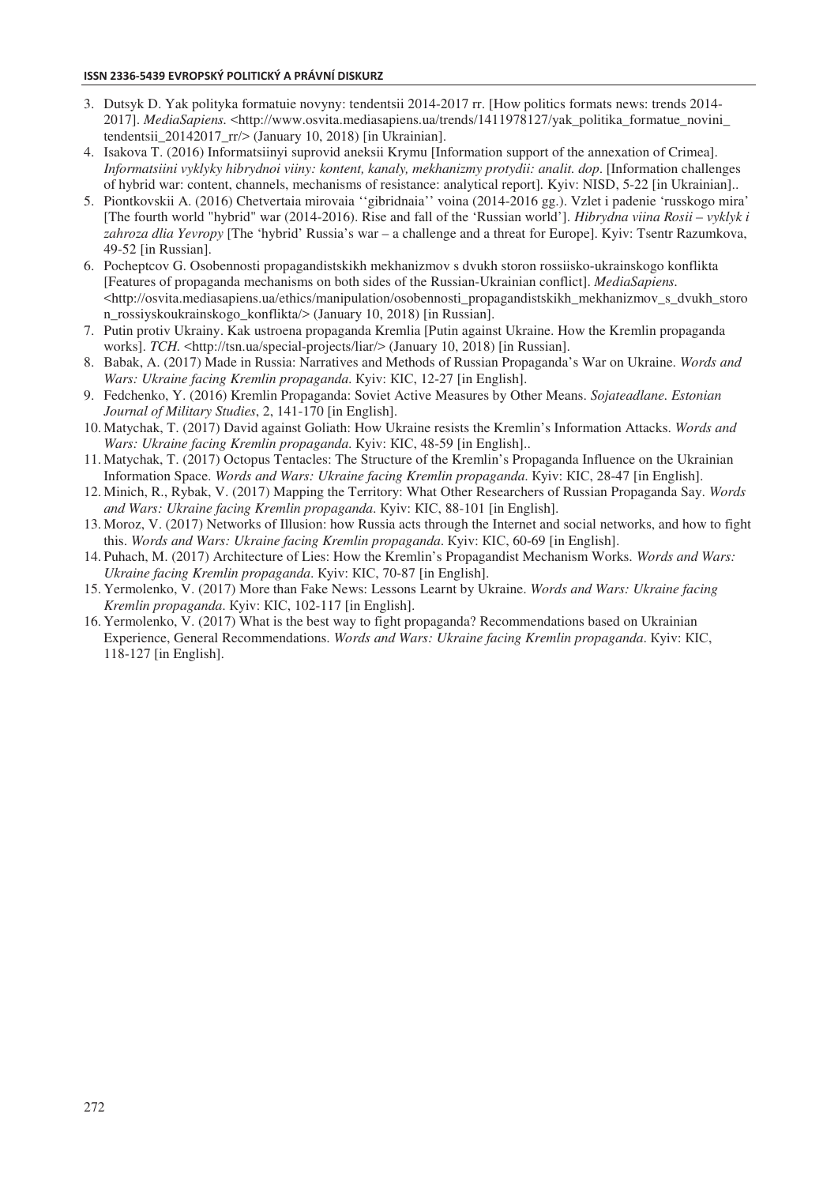3. Dutsyk D. Yak polityka formatuie novyny: tendentsii 2014-2017 rr. [How politics formats news: trends 2014-2017]. *MediaSapiens.* <http://www.osvita.mediasapiens.ua/trends/1411978127/yak_politika_formatue_novini_tendentsii_20142017_rr/> (January 10, 2018) [in Ukrainian].
4. Isakova T. (2016) Informatsiinyi suprovid aneksii Krymu [Information support of the annexation of Crimea]. *Informatsiini vyklyky hibrydnoi viiny: kontent, kanaly, mekhanizmy protydii: analit. dop*. [Information challenges of hybrid war: content, channels, mechanisms of resistance: analytical report]. Kyiv: NISD, 5-22 [in Ukrainian]..
5. Piontkovskii A. (2016) Chetvertaia mirovaia ''gibridnaia'' voina (2014-2016 gg.). Vzlet i padenie 'russkogo mira' [The fourth world "hybrid" war (2014-2016). Rise and fall of the 'Russian world']. *Hibrydna viina Rosii – vyklyk i zahroza dlia Yevropy* [The 'hybrid' Russia's war – a challenge and a threat for Europe]. Kyiv: Tsentr Razumkova, 49-52 [in Russian].
6. Pocheptcov G. Osobennosti propagandistskikh mekhanizmov s dvukh storon rossiisko-ukrainskogo konflikta [Features of propaganda mechanisms on both sides of the Russian-Ukrainian conflict]. *MediaSapiens.* <http://osvita.mediasapiens.ua/ethics/manipulation/osobennosti_propagandistskikh_mekhanizmov_s_dvukh_storon_rossiyskoukrainskogo_konflikta/> (January 10, 2018) [in Russian].
7. Putin protiv Ukrainy. Kak ustroena propaganda Kremlia [Putin against Ukraine. How the Kremlin propaganda works]. *TCH.* <http://tsn.ua/special-projects/liar/> (January 10, 2018) [in Russian].
8. Babak, A. (2017) Made in Russia: Narratives and Methods of Russian Propaganda's War on Ukraine. *Words and Wars: Ukraine facing Kremlin propaganda*. Kyiv: KIC, 12-27 [in English].
9. Fedchenko, Y. (2016) Kremlin Propaganda: Soviet Active Measures by Other Means. *Sojateadlane. Estonian Journal of Military Studies*, 2, 141-170 [in English].
10. Matychak, T. (2017) David against Goliath: How Ukraine resists the Kremlin's Information Attacks. *Words and Wars: Ukraine facing Kremlin propaganda*. Kyiv: KIC, 48-59 [in English]..
11. Matychak, T. (2017) Octopus Tentacles: The Structure of the Kremlin's Propaganda Influence on the Ukrainian Information Space. *Words and Wars: Ukraine facing Kremlin propaganda*. Kyiv: KIC, 28-47 [in English].
12. Minich, R., Rybak, V. (2017) Mapping the Territory: What Other Researchers of Russian Propaganda Say. *Words and Wars: Ukraine facing Kremlin propaganda*. Kyiv: KIC, 88-101 [in English].
13. Moroz, V. (2017) Networks of Illusion: how Russia acts through the Internet and social networks, and how to fight this. *Words and Wars: Ukraine facing Kremlin propaganda*. Kyiv: KIC, 60-69 [in English].
14. Puhach, M. (2017) Architecture of Lies: How the Kremlin's Propagandist Mechanism Works. *Words and Wars: Ukraine facing Kremlin propaganda*. Kyiv: KIC, 70-87 [in English].
15. Yermolenko, V. (2017) More than Fake News: Lessons Learnt by Ukraine. *Words and Wars: Ukraine facing Kremlin propaganda*. Kyiv: KIC, 102-117 [in English].
16. Yermolenko, V. (2017) What is the best way to fight propaganda? Recommendations based on Ukrainian Experience, General Recommendations. *Words and Wars: Ukraine facing Kremlin propaganda*. Kyiv: KIC, 118-127 [in English].